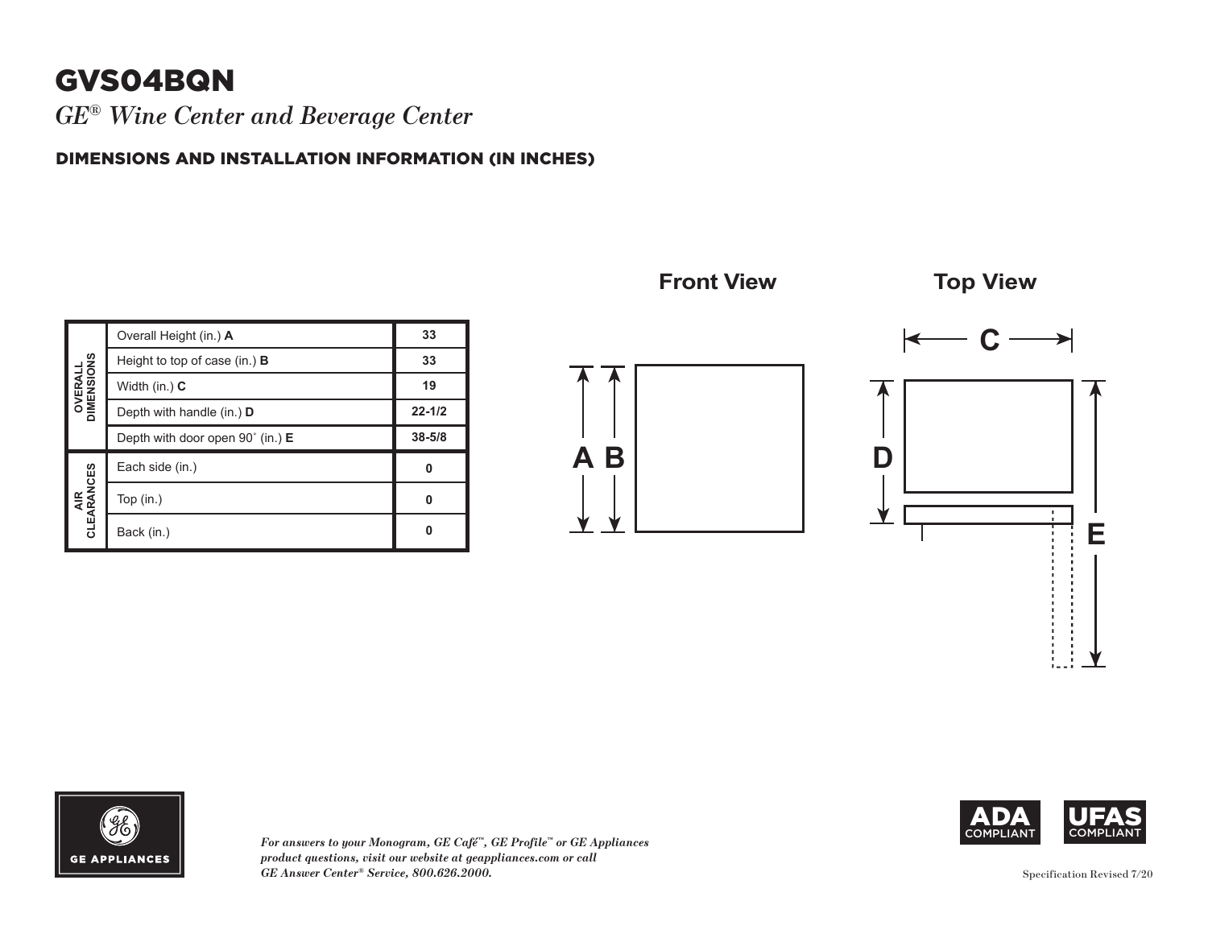# GVS04BQN

*GE® Wine Center and Beverage Center*

## DIMENSIONS AND INSTALLATION INFORMATION (IN INCHES)

| | | |
|---|---|---|
| OVERALL DIMENSIONS | Overall Height (in.) **A** | 33 |
| | Height to top of case (in.) **B** | 33 |
| | Width (in.) **C** | 19 |
| | Depth with handle (in.) **D** | 22-1/2 |
| | Depth with door open 90˚ (in.) **E** | 38-5/8 |
| AIR CLEARANCES | Each side (in.) | 0 |
| | Top (in.) | 0 |
| | Back (in.) | 0 |

**Front View**

**Top View**

*For answers to your Monogram, GE Café™, GE Profile™ or GE Appliances product questions, visit our website at geappliances.com or call GE Answer Center® Service, 800.626.2000.*

ADA COMPLIANT

UFAS COMPLIANT

Specification Revised 7/20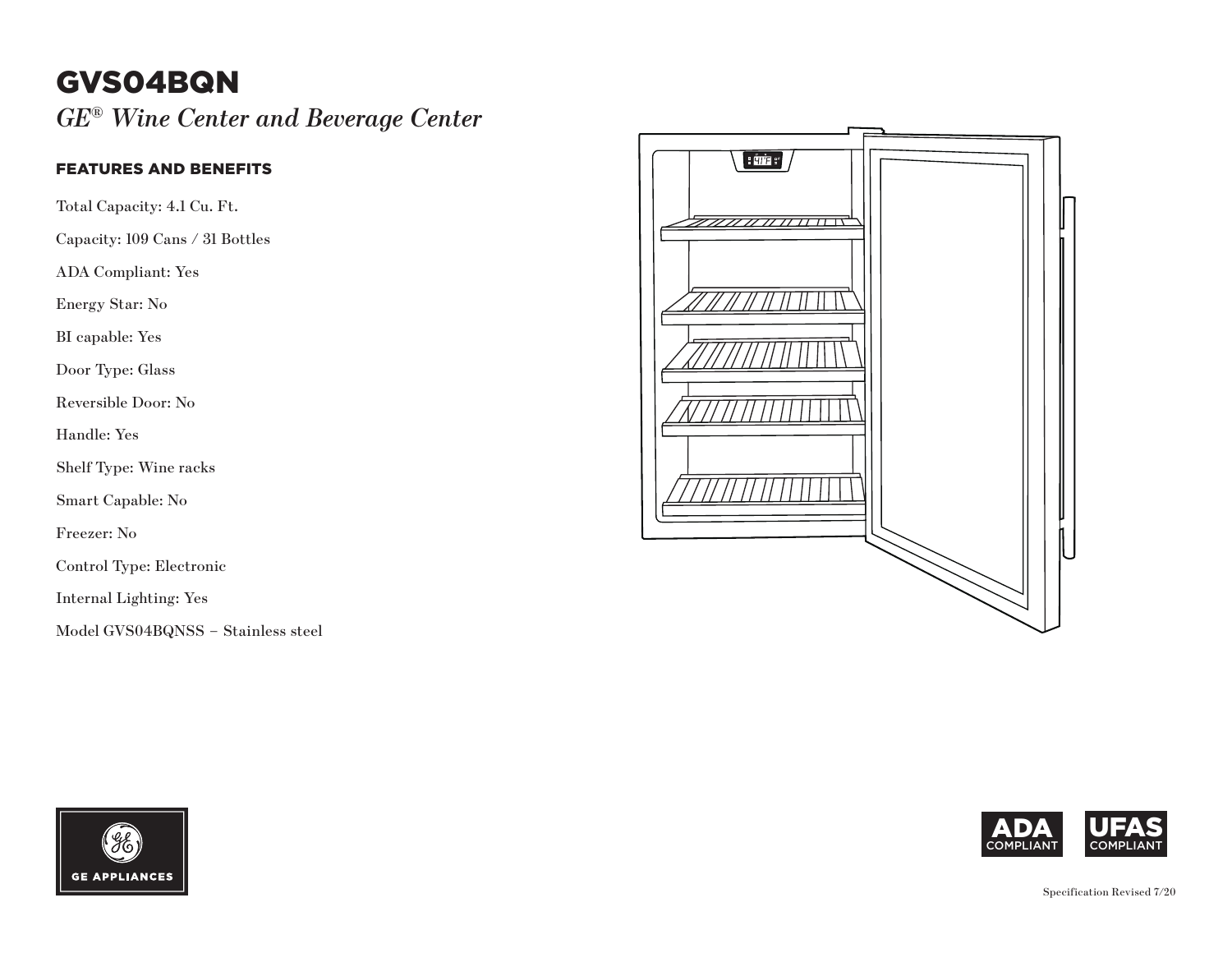# GVS04BQN

*GE® Wine Center and Beverage Center*

## FEATURES AND BENEFITS

Total Capacity: 4.1 Cu. Ft.

Capacity: 109 Cans / 31 Bottles

ADA Compliant: Yes

Energy Star: No

BI capable: Yes

Door Type: Glass

Reversible Door: No

Handle: Yes

Shelf Type: Wine racks

Smart Capable: No

Freezer: No

Control Type: Electronic

Internal Lighting: Yes

Model GVS04BQNSS – Stainless steel

GE APPLIANCES

ADA COMPLIANT

UFAS COMPLIANT

Specification Revised 7/20